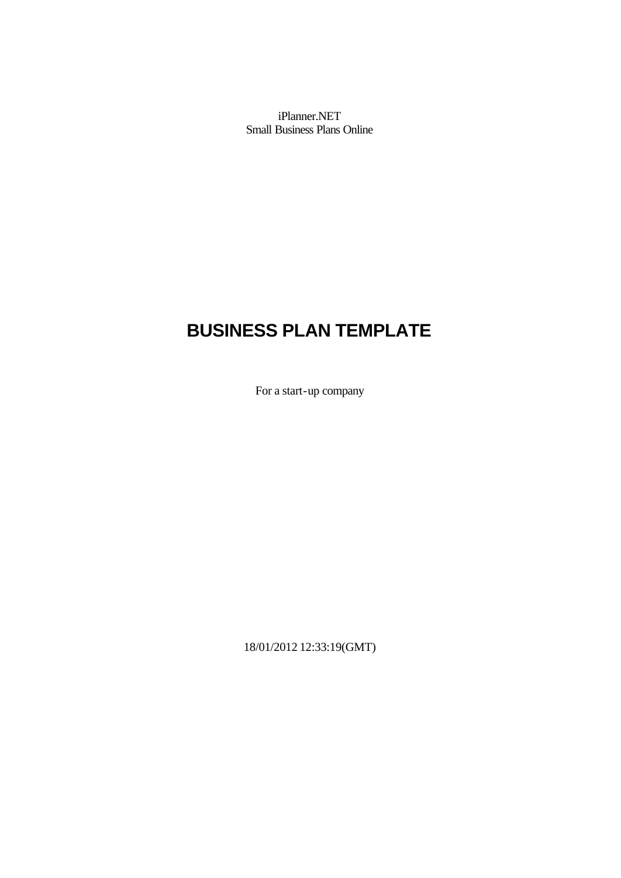iPlanner.NET
Small Business Plans Online

# BUSINESS PLAN TEMPLATE

For a start-up company

18/01/2012 12:33:19(GMT)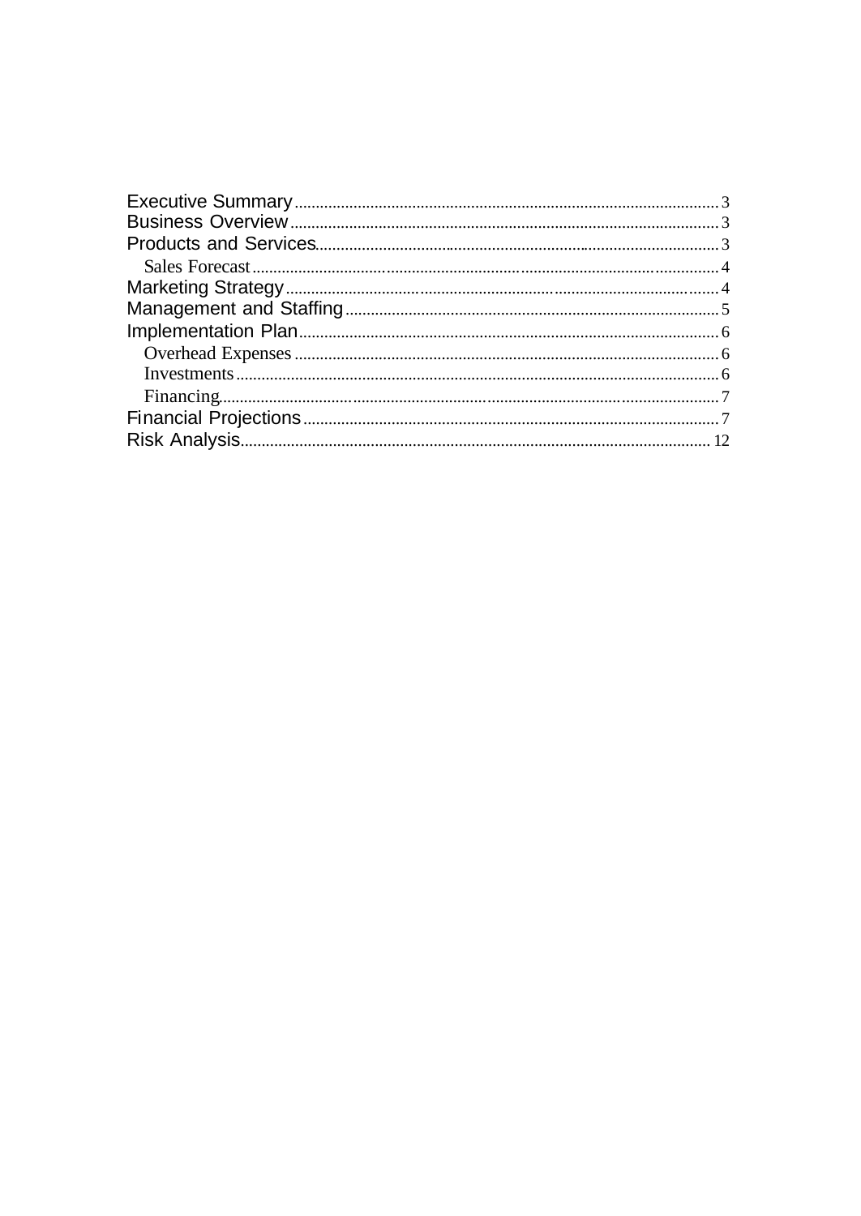Executive Summary .......... 3
Business Overview .......... 3
Products and Services .......... 3
    Sales Forecast .......... 4
Marketing Strategy .......... 4
Management and Staffing .......... 5
Implementation Plan .......... 6
    Overhead Expenses .......... 6
    Investments .......... 6
    Financing .......... 7
Financial Projections .......... 7
Risk Analysis .......... 12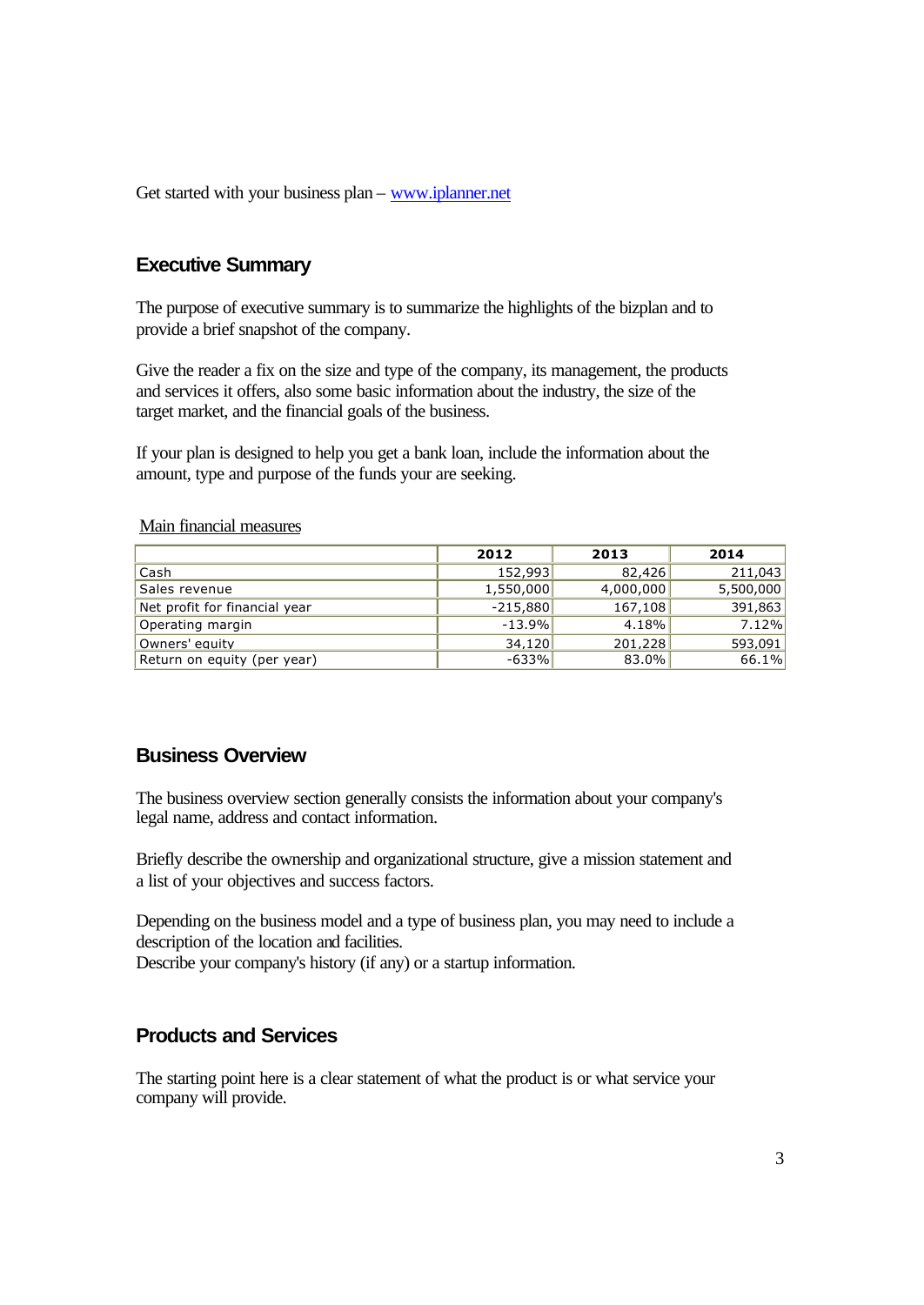Get started with your business plan – [www.iplanner.net](http://www.iplanner.net)

## Executive Summary

The purpose of executive summary is to summarize the highlights of the bizplan and to provide a brief snapshot of the company.

Give the reader a fix on the size and type of the company, its management, the products and services it offers, also some basic information about the industry, the size of the target market, and the financial goals of the business.

If your plan is designed to help you get a bank loan, include the information about the amount, type and purpose of the funds your are seeking.

Main financial measures

| | 2012 | 2013 | 2014 |
|---|---|---|---|
| Cash | 152,993 | 82,426 | 211,043 |
| Sales revenue | 1,550,000 | 4,000,000 | 5,500,000 |
| Net profit for financial year | -215,880 | 167,108 | 391,863 |
| Operating margin | -13.9% | 4.18% | 7.12% |
| Owners' equity | 34,120 | 201,228 | 593,091 |
| Return on equity (per year) | -633% | 83.0% | 66.1% |

## Business Overview

The business overview section generally consists the information about your company's legal name, address and contact information.

Briefly describe the ownership and organizational structure, give a mission statement and a list of your objectives and success factors.

Depending on the business model and a type of business plan, you may need to include a description of the location and facilities.
Describe your company's history (if any) or a startup information.

## Products and Services

The starting point here is a clear statement of what the product is or what service your company will provide.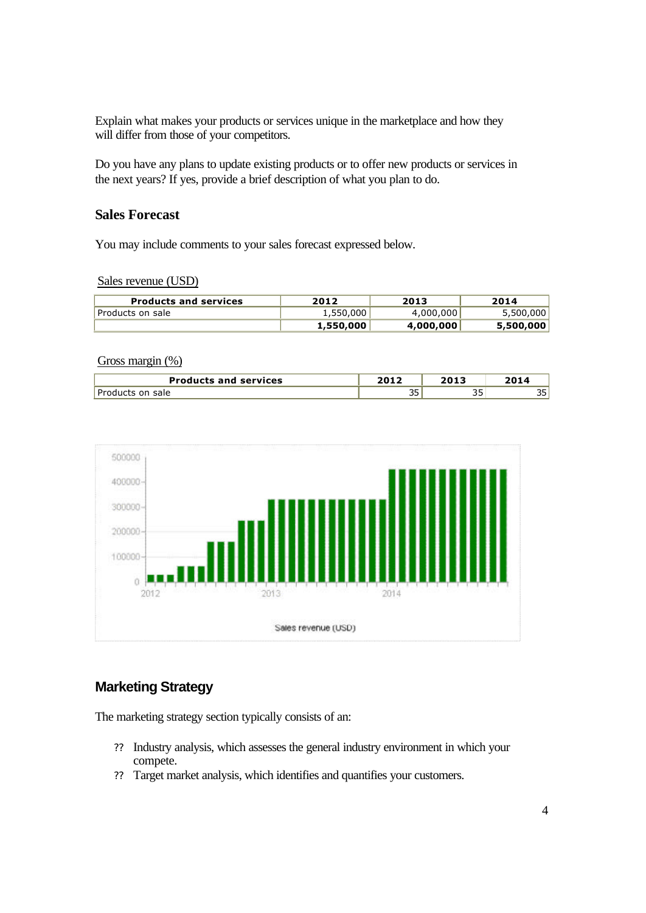Explain what makes your products or services unique in the marketplace and how they will differ from those of your competitors.

Do you have any plans to update existing products or to offer new products or services in the next years? If yes, provide a brief description of what you plan to do.

### Sales Forecast

You may include comments to your sales forecast expressed below.

Sales revenue (USD)

| Products and services | 2012 | 2013 | 2014 |
|---|---|---|---|
| Products on sale | 1,550,000 | 4,000,000 | 5,500,000 |
| | **1,550,000** | **4,000,000** | **5,500,000** |

Gross margin (%)

| Products and services | 2012 | 2013 | 2014 |
|---|---|---|---|
| Products on sale | 35 | 35 | 35 |

## Marketing Strategy

The marketing strategy section typically consists of an:

- Industry analysis, which assesses the general industry environment in which your compete.
- Target market analysis, which identifies and quantifies your customers.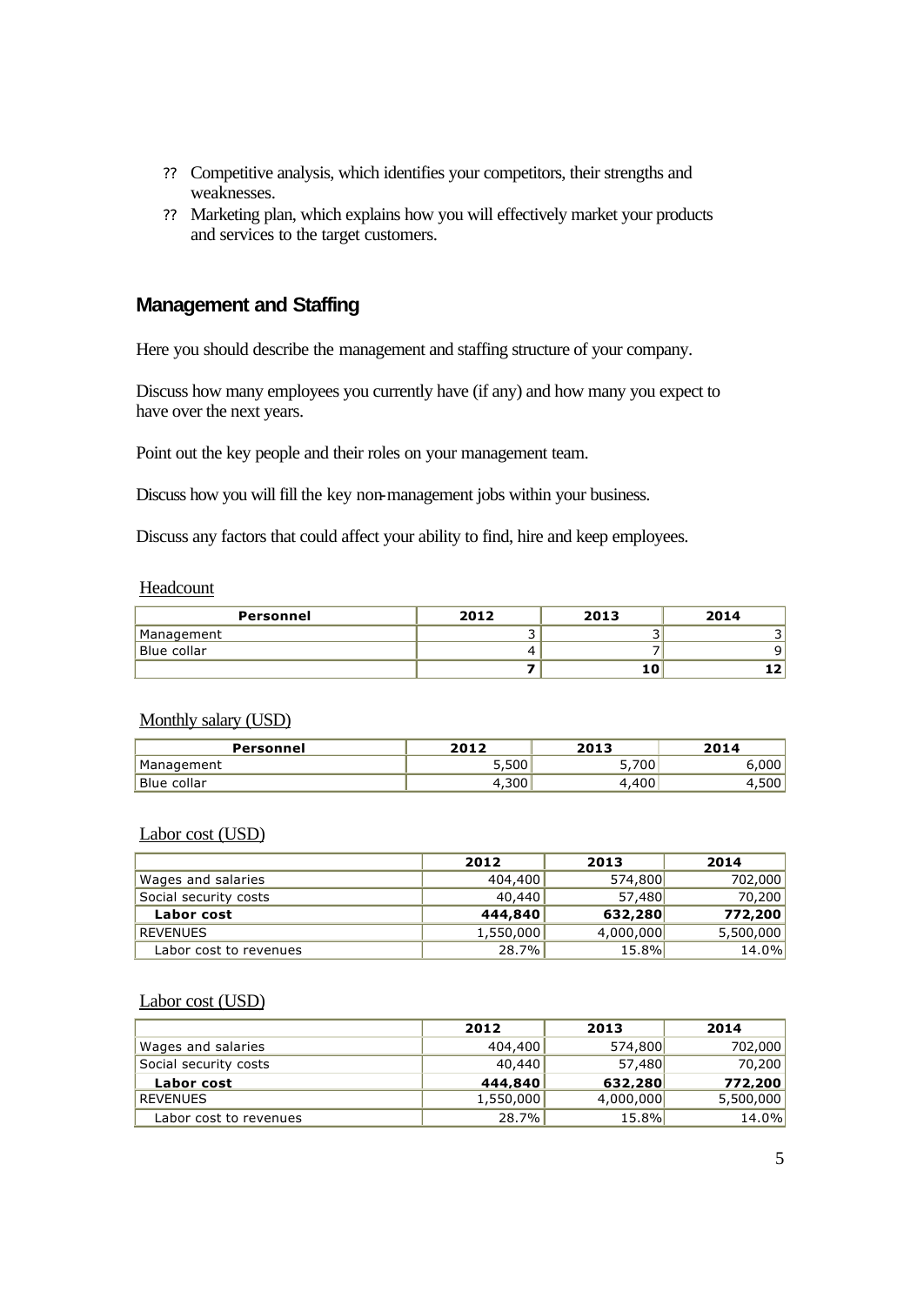- Competitive analysis, which identifies your competitors, their strengths and weaknesses.
- Marketing plan, which explains how you will effectively market your products and services to the target customers.

## Management and Staffing

Here you should describe the management and staffing structure of your company.

Discuss how many employees you currently have (if any) and how many you expect to have over the next years.

Point out the key people and their roles on your management team.

Discuss how you will fill the key non-management jobs within your business.

Discuss any factors that could affect your ability to find, hire and keep employees.

Headcount

| Personnel | 2012 | 2013 | 2014 |
| --- | --- | --- | --- |
| Management | 3 | 3 | 3 |
| Blue collar | 4 | 7 | 9 |
| | **7** | **10** | **12** |

Monthly salary (USD)

| Personnel | 2012 | 2013 | 2014 |
| --- | --- | --- | --- |
| Management | 5,500 | 5,700 | 6,000 |
| Blue collar | 4,300 | 4,400 | 4,500 |

Labor cost (USD)

| | 2012 | 2013 | 2014 |
| --- | --- | --- | --- |
| Wages and salaries | 404,400 | 574,800 | 702,000 |
| Social security costs | 40,440 | 57,480 | 70,200 |
| **Labor cost** | **444,840** | **632,280** | **772,200** |
| REVENUES | 1,550,000 | 4,000,000 | 5,500,000 |
| Labor cost to revenues | 28.7% | 15.8% | 14.0% |

Labor cost (USD)

| | 2012 | 2013 | 2014 |
| --- | --- | --- | --- |
| Wages and salaries | 404,400 | 574,800 | 702,000 |
| Social security costs | 40,440 | 57,480 | 70,200 |
| **Labor cost** | **444,840** | **632,280** | **772,200** |
| REVENUES | 1,550,000 | 4,000,000 | 5,500,000 |
| Labor cost to revenues | 28.7% | 15.8% | 14.0% |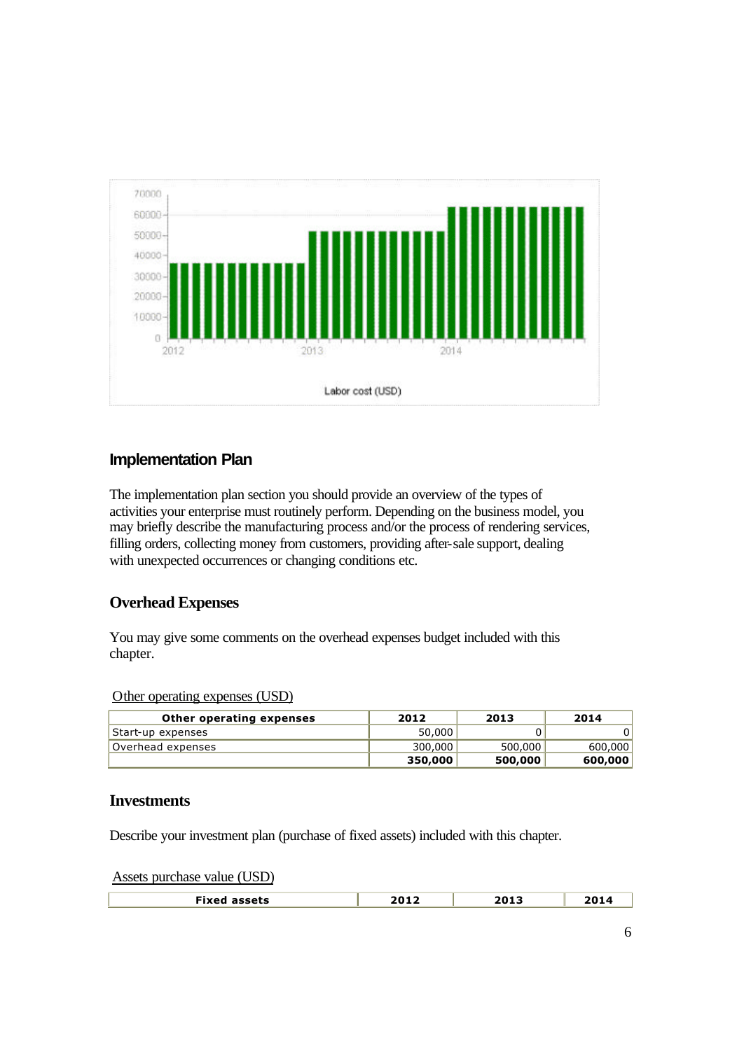Labor cost (USD)

## Implementation Plan

The implementation plan section you should provide an overview of the types of activities your enterprise must routinely perform. Depending on the business model, you may briefly describe the manufacturing process and/or the process of rendering services, filling orders, collecting money from customers, providing after-sale support, dealing with unexpected occurrences or changing conditions etc.

## Overhead Expenses

You may give some comments on the overhead expenses budget included with this chapter.

Other operating expenses (USD)

| Other operating expenses | 2012 | 2013 | 2014 |
|---|---|---|---|
| Start-up expenses | 50,000 | 0 | 0 |
| Overhead expenses | 300,000 | 500,000 | 600,000 |
| | **350,000** | **500,000** | **600,000** |

## Investments

Describe your investment plan (purchase of fixed assets) included with this chapter.

Assets purchase value (USD)

| Fixed assets | 2012 | 2013 | 2014 |
|---|---|---|---|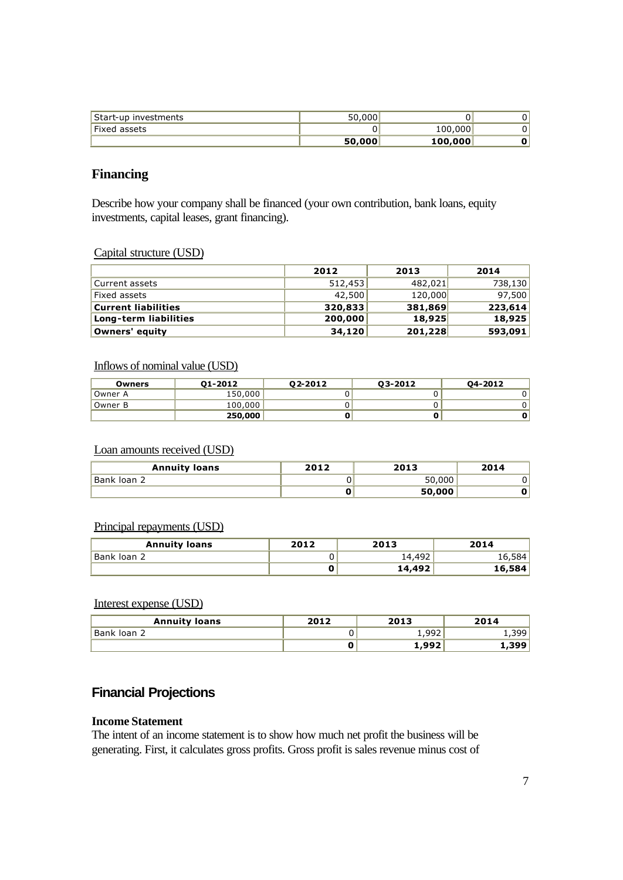| Start-up investments | 50,000 | 0 | 0 |
|---|---|---|---|
| Fixed assets | 0 | 100,000 | 0 |
| | **50,000** | **100,000** | **0** |

## Financing

Describe how your company shall be financed (your own contribution, bank loans, equity investments, capital leases, grant financing).

Capital structure (USD)

| | 2012 | 2013 | 2014 |
|---|---|---|---|
| Current assets | 512,453 | 482,021 | 738,130 |
| Fixed assets | 42,500 | 120,000 | 97,500 |
| **Current liabilities** | **320,833** | **381,869** | **223,614** |
| **Long-term liabilities** | **200,000** | **18,925** | **18,925** |
| **Owners' equity** | **34,120** | **201,228** | **593,091** |

Inflows of nominal value (USD)

| Owners | Q1-2012 | Q2-2012 | Q3-2012 | Q4-2012 |
|---|---|---|---|---|
| Owner A | 150,000 | 0 | 0 | 0 |
| Owner B | 100,000 | 0 | 0 | 0 |
| | **250,000** | **0** | **0** | **0** |

Loan amounts received (USD)

| Annuity loans | 2012 | 2013 | 2014 |
|---|---|---|---|
| Bank loan 2 | 0 | 50,000 | 0 |
| | **0** | **50,000** | **0** |

Principal repayments (USD)

| Annuity loans | 2012 | 2013 | 2014 |
|---|---|---|---|
| Bank loan 2 | 0 | 14,492 | 16,584 |
| | **0** | **14,492** | **16,584** |

Interest expense (USD)

| Annuity loans | 2012 | 2013 | 2014 |
|---|---|---|---|
| Bank loan 2 | 0 | 1,992 | 1,399 |
| | **0** | **1,992** | **1,399** |

## Financial Projections

**Income Statement**
The intent of an income statement is to show how much net profit the business will be generating. First, it calculates gross profits. Gross profit is sales revenue minus cost of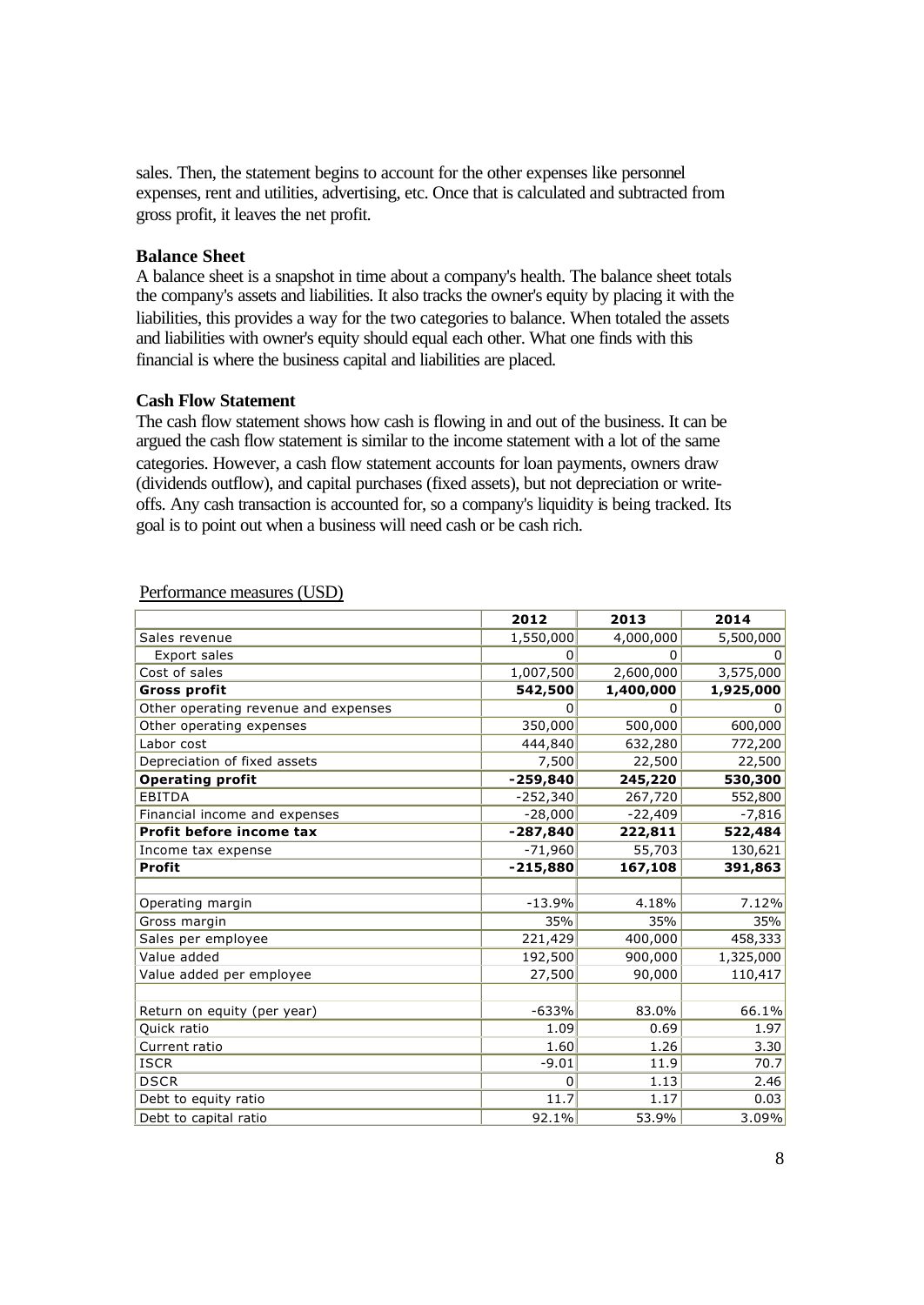sales. Then, the statement begins to account for the other expenses like personnel expenses, rent and utilities, advertising, etc. Once that is calculated and subtracted from gross profit, it leaves the net profit.

### Balance Sheet

A balance sheet is a snapshot in time about a company's health. The balance sheet totals the company's assets and liabilities. It also tracks the owner's equity by placing it with the liabilities, this provides a way for the two categories to balance. When totaled the assets and liabilities with owner's equity should equal each other. What one finds with this financial is where the business capital and liabilities are placed.

### Cash Flow Statement

The cash flow statement shows how cash is flowing in and out of the business. It can be argued the cash flow statement is similar to the income statement with a lot of the same categories. However, a cash flow statement accounts for loan payments, owners draw (dividends outflow), and capital purchases (fixed assets), but not depreciation or write-offs. Any cash transaction is accounted for, so a company's liquidity is being tracked. Its goal is to point out when a business will need cash or be cash rich.

Performance measures (USD)

| | **2012** | **2013** | **2014** |
|---|---|---|---|
| Sales revenue | 1,550,000 | 4,000,000 | 5,500,000 |
| Export sales | 0 | 0 | 0 |
| Cost of sales | 1,007,500 | 2,600,000 | 3,575,000 |
| **Gross profit** | **542,500** | **1,400,000** | **1,925,000** |
| Other operating revenue and expenses | 0 | 0 | 0 |
| Other operating expenses | 350,000 | 500,000 | 600,000 |
| Labor cost | 444,840 | 632,280 | 772,200 |
| Depreciation of fixed assets | 7,500 | 22,500 | 22,500 |
| **Operating profit** | **-259,840** | **245,220** | **530,300** |
| EBITDA | -252,340 | 267,720 | 552,800 |
| Financial income and expenses | -28,000 | -22,409 | -7,816 |
| **Profit before income tax** | **-287,840** | **222,811** | **522,484** |
| Income tax expense | -71,960 | 55,703 | 130,621 |
| **Profit** | **-215,880** | **167,108** | **391,863** |
| | | | |
| Operating margin | -13.9% | 4.18% | 7.12% |
| Gross margin | 35% | 35% | 35% |
| Sales per employee | 221,429 | 400,000 | 458,333 |
| Value added | 192,500 | 900,000 | 1,325,000 |
| Value added per employee | 27,500 | 90,000 | 110,417 |
| | | | |
| Return on equity (per year) | -633% | 83.0% | 66.1% |
| Quick ratio | 1.09 | 0.69 | 1.97 |
| Current ratio | 1.60 | 1.26 | 3.30 |
| ISCR | -9.01 | 11.9 | 70.7 |
| DSCR | 0 | 1.13 | 2.46 |
| Debt to equity ratio | 11.7 | 1.17 | 0.03 |
| Debt to capital ratio | 92.1% | 53.9% | 3.09% |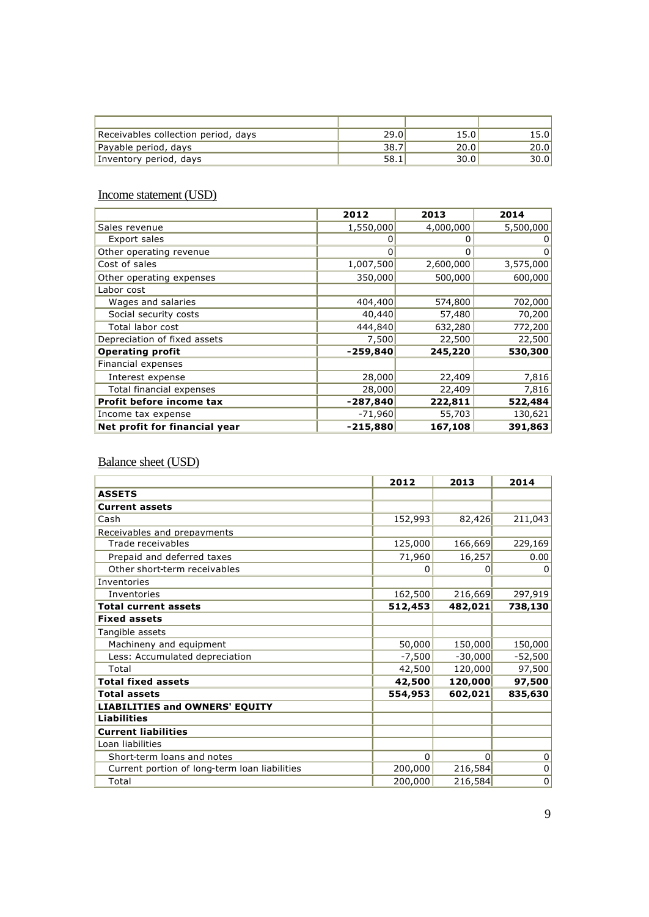| | | | |
|---|---|---|---|
| Receivables collection period, days | 29.0 | 15.0 | 15.0 |
| Payable period, days | 38.7 | 20.0 | 20.0 |
| Inventory period, days | 58.1 | 30.0 | 30.0 |

## Income statement (USD)

| | 2012 | 2013 | 2014 |
|---|---|---|---|
| Sales revenue | 1,550,000 | 4,000,000 | 5,500,000 |
| Export sales | 0 | 0 | 0 |
| Other operating revenue | 0 | 0 | 0 |
| Cost of sales | 1,007,500 | 2,600,000 | 3,575,000 |
| Other operating expenses | 350,000 | 500,000 | 600,000 |
| Labor cost | | | |
| Wages and salaries | 404,400 | 574,800 | 702,000 |
| Social security costs | 40,440 | 57,480 | 70,200 |
| Total labor cost | 444,840 | 632,280 | 772,200 |
| Depreciation of fixed assets | 7,500 | 22,500 | 22,500 |
| **Operating profit** | **-259,840** | **245,220** | **530,300** |
| Financial expenses | | | |
| Interest expense | 28,000 | 22,409 | 7,816 |
| Total financial expenses | 28,000 | 22,409 | 7,816 |
| **Profit before income tax** | **-287,840** | **222,811** | **522,484** |
| Income tax expense | -71,960 | 55,703 | 130,621 |
| **Net profit for financial year** | **-215,880** | **167,108** | **391,863** |

## Balance sheet (USD)

| | 2012 | 2013 | 2014 |
|---|---|---|---|
| **ASSETS** | | | |
| **Current assets** | | | |
| Cash | 152,993 | 82,426 | 211,043 |
| Receivables and prepayments | | | |
| Trade receivables | 125,000 | 166,669 | 229,169 |
| Prepaid and deferred taxes | 71,960 | 16,257 | 0.00 |
| Other short-term receivables | 0 | 0 | 0 |
| Inventories | | | |
| Inventories | 162,500 | 216,669 | 297,919 |
| **Total current assets** | **512,453** | **482,021** | **738,130** |
| **Fixed assets** | | | |
| Tangible assets | | | |
| Machineny and equipment | 50,000 | 150,000 | 150,000 |
| Less: Accumulated depreciation | -7,500 | -30,000 | -52,500 |
| Total | 42,500 | 120,000 | 97,500 |
| **Total fixed assets** | **42,500** | **120,000** | **97,500** |
| **Total assets** | **554,953** | **602,021** | **835,630** |
| **LIABILITIES and OWNERS' EQUITY** | | | |
| **Liabilities** | | | |
| **Current liabilities** | | | |
| Loan liabilities | | | |
| Short-term loans and notes | 0 | 0 | 0 |
| Current portion of long-term loan liabilities | 200,000 | 216,584 | 0 |
| Total | 200,000 | 216,584 | 0 |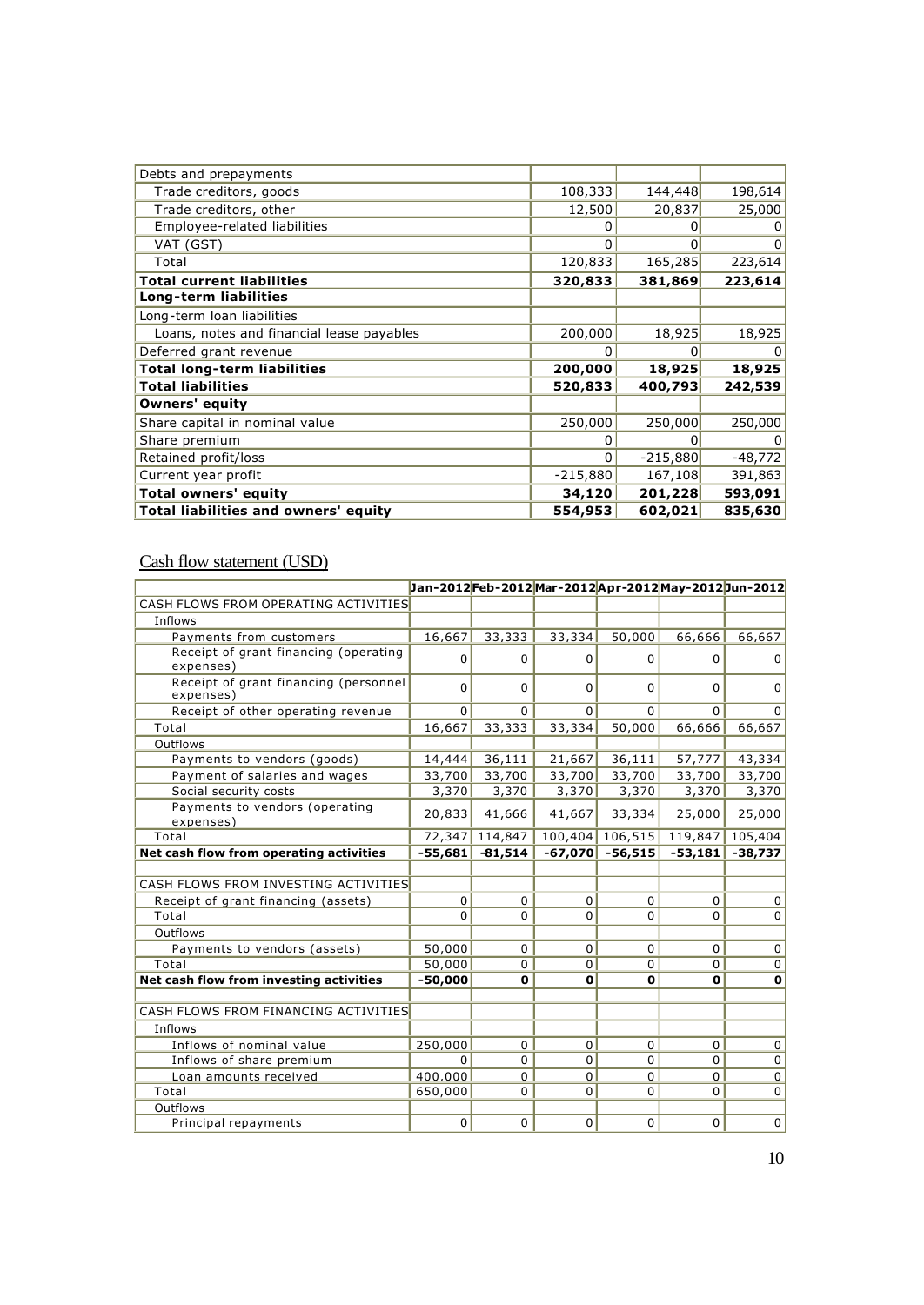| Debts and prepayments | | | |
|---|---|---|---|
| Trade creditors, goods | 108,333 | 144,448 | 198,614 |
| Trade creditors, other | 12,500 | 20,837 | 25,000 |
| Employee-related liabilities | 0 | 0 | 0 |
| VAT (GST) | 0 | 0 | 0 |
| Total | 120,833 | 165,285 | 223,614 |
| **Total current liabilities** | **320,833** | **381,869** | **223,614** |
| **Long-term liabilities** | | | |
| Long-term loan liabilities | | | |
| Loans, notes and financial lease payables | 200,000 | 18,925 | 18,925 |
| Deferred grant revenue | 0 | 0 | 0 |
| **Total long-term liabilities** | **200,000** | **18,925** | **18,925** |
| **Total liabilities** | **520,833** | **400,793** | **242,539** |
| **Owners' equity** | | | |
| Share capital in nominal value | 250,000 | 250,000 | 250,000 |
| Share premium | 0 | 0 | 0 |
| Retained profit/loss | 0 | -215,880 | -48,772 |
| Current year profit | -215,880 | 167,108 | 391,863 |
| **Total owners' equity** | **34,120** | **201,228** | **593,091** |
| **Total liabilities and owners' equity** | **554,953** | **602,021** | **835,630** |

## Cash flow statement (USD)

| | Jan-2012 | Feb-2012 | Mar-2012 | Apr-2012 | May-2012 | Jun-2012 |
|---|---|---|---|---|---|---|
| CASH FLOWS FROM OPERATING ACTIVITIES | | | | | | |
| Inflows | | | | | | |
| Payments from customers | 16,667 | 33,333 | 33,334 | 50,000 | 66,666 | 66,667 |
| Receipt of grant financing (operating expenses) | 0 | 0 | 0 | 0 | 0 | 0 |
| Receipt of grant financing (personnel expenses) | 0 | 0 | 0 | 0 | 0 | 0 |
| Receipt of other operating revenue | 0 | 0 | 0 | 0 | 0 | 0 |
| Total | 16,667 | 33,333 | 33,334 | 50,000 | 66,666 | 66,667 |
| Outflows | | | | | | |
| Payments to vendors (goods) | 14,444 | 36,111 | 21,667 | 36,111 | 57,777 | 43,334 |
| Payment of salaries and wages | 33,700 | 33,700 | 33,700 | 33,700 | 33,700 | 33,700 |
| Social security costs | 3,370 | 3,370 | 3,370 | 3,370 | 3,370 | 3,370 |
| Payments to vendors (operating expenses) | 20,833 | 41,666 | 41,667 | 33,334 | 25,000 | 25,000 |
| Total | 72,347 | 114,847 | 100,404 | 106,515 | 119,847 | 105,404 |
| **Net cash flow from operating activities** | **-55,681** | **-81,514** | **-67,070** | **-56,515** | **-53,181** | **-38,737** |
| | | | | | | |
| CASH FLOWS FROM INVESTING ACTIVITIES | | | | | | |
| Receipt of grant financing (assets) | 0 | 0 | 0 | 0 | 0 | 0 |
| Total | 0 | 0 | 0 | 0 | 0 | 0 |
| Outflows | | | | | | |
| Payments to vendors (assets) | 50,000 | 0 | 0 | 0 | 0 | 0 |
| Total | 50,000 | 0 | 0 | 0 | 0 | 0 |
| **Net cash flow from investing activities** | **-50,000** | **0** | **0** | **0** | **0** | **0** |
| | | | | | | |
| CASH FLOWS FROM FINANCING ACTIVITIES | | | | | | |
| Inflows | | | | | | |
| Inflows of nominal value | 250,000 | 0 | 0 | 0 | 0 | 0 |
| Inflows of share premium | 0 | 0 | 0 | 0 | 0 | 0 |
| Loan amounts received | 400,000 | 0 | 0 | 0 | 0 | 0 |
| Total | 650,000 | 0 | 0 | 0 | 0 | 0 |
| Outflows | | | | | | |
| Principal repayments | 0 | 0 | 0 | 0 | 0 | 0 |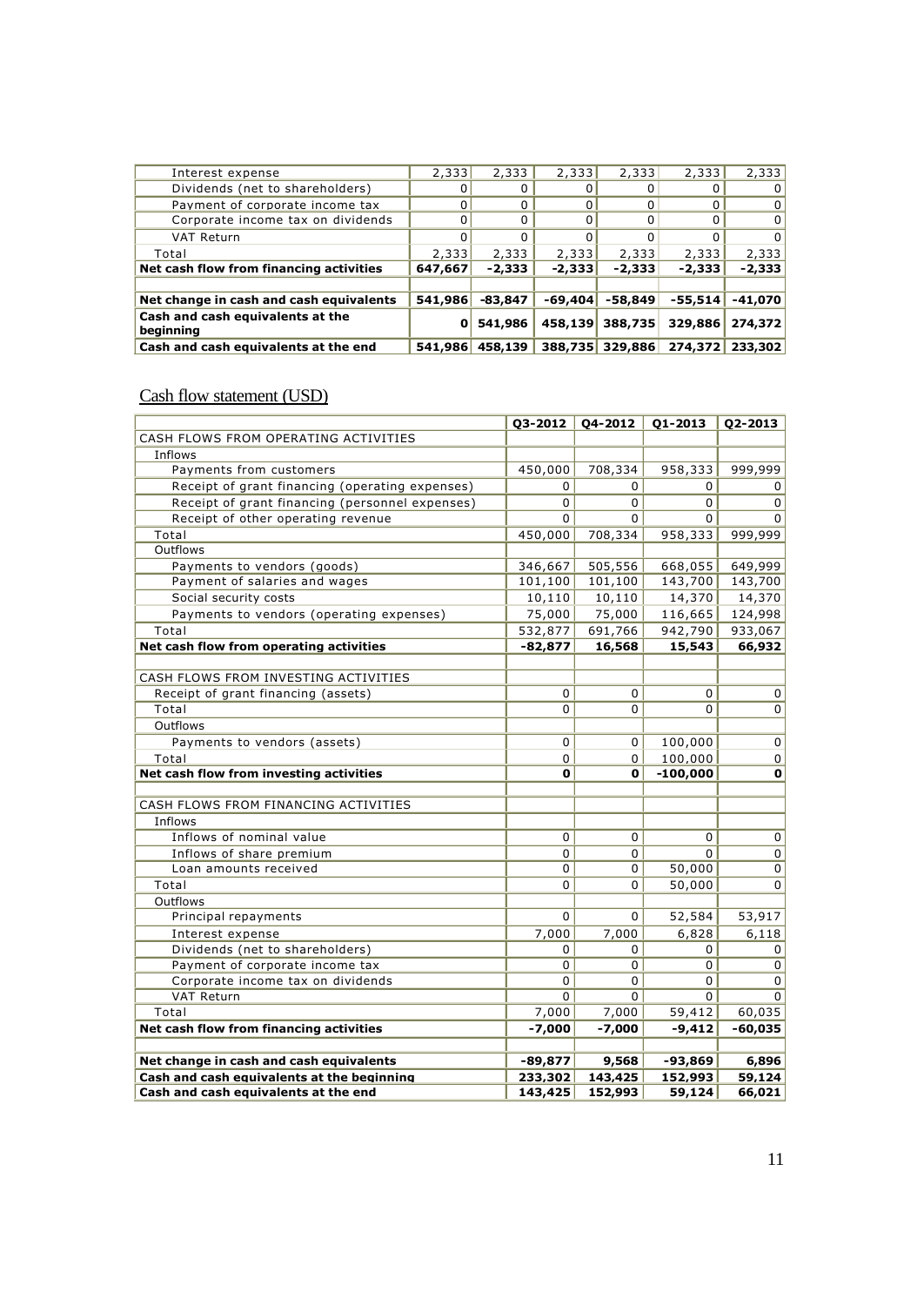| | | | | | | |
|---|---|---|---|---|---|---|
| Interest expense | 2,333 | 2,333 | 2,333 | 2,333 | 2,333 | 2,333 |
| Dividends (net to shareholders) | 0 | 0 | 0 | 0 | 0 | 0 |
| Payment of corporate income tax | 0 | 0 | 0 | 0 | 0 | 0 |
| Corporate income tax on dividends | 0 | 0 | 0 | 0 | 0 | 0 |
| VAT Return | 0 | 0 | 0 | 0 | 0 | 0 |
| Total | 2,333 | 2,333 | 2,333 | 2,333 | 2,333 | 2,333 |
| **Net cash flow from financing activities** | **647,667** | **-2,333** | **-2,333** | **-2,333** | **-2,333** | **-2,333** |
| | | | | | | |
| **Net change in cash and cash equivalents** | **541,986** | **-83,847** | **-69,404** | **-58,849** | **-55,514** | **-41,070** |
| **Cash and cash equivalents at the beginning** | **0** | **541,986** | **458,139** | **388,735** | **329,886** | **274,372** |
| **Cash and cash equivalents at the end** | **541,986** | **458,139** | **388,735** | **329,886** | **274,372** | **233,302** |

## Cash flow statement (USD)

| | Q3-2012 | Q4-2012 | Q1-2013 | Q2-2013 |
|---|---|---|---|---|
| CASH FLOWS FROM OPERATING ACTIVITIES | | | | |
| Inflows | | | | |
| Payments from customers | 450,000 | 708,334 | 958,333 | 999,999 |
| Receipt of grant financing (operating expenses) | 0 | 0 | 0 | 0 |
| Receipt of grant financing (personnel expenses) | 0 | 0 | 0 | 0 |
| Receipt of other operating revenue | 0 | 0 | 0 | 0 |
| Total | 450,000 | 708,334 | 958,333 | 999,999 |
| Outflows | | | | |
| Payments to vendors (goods) | 346,667 | 505,556 | 668,055 | 649,999 |
| Payment of salaries and wages | 101,100 | 101,100 | 143,700 | 143,700 |
| Social security costs | 10,110 | 10,110 | 14,370 | 14,370 |
| Payments to vendors (operating expenses) | 75,000 | 75,000 | 116,665 | 124,998 |
| Total | 532,877 | 691,766 | 942,790 | 933,067 |
| **Net cash flow from operating activities** | **-82,877** | **16,568** | **15,543** | **66,932** |
| | | | | |
| CASH FLOWS FROM INVESTING ACTIVITIES | | | | |
| Receipt of grant financing (assets) | 0 | 0 | 0 | 0 |
| Total | 0 | 0 | 0 | 0 |
| Outflows | | | | |
| Payments to vendors (assets) | 0 | 0 | 100,000 | 0 |
| Total | 0 | 0 | 100,000 | 0 |
| **Net cash flow from investing activities** | **0** | **0** | **-100,000** | **0** |
| | | | | |
| CASH FLOWS FROM FINANCING ACTIVITIES | | | | |
| Inflows | | | | |
| Inflows of nominal value | 0 | 0 | 0 | 0 |
| Inflows of share premium | 0 | 0 | 0 | 0 |
| Loan amounts received | 0 | 0 | 50,000 | 0 |
| Total | 0 | 0 | 50,000 | 0 |
| Outflows | | | | |
| Principal repayments | 0 | 0 | 52,584 | 53,917 |
| Interest expense | 7,000 | 7,000 | 6,828 | 6,118 |
| Dividends (net to shareholders) | 0 | 0 | 0 | 0 |
| Payment of corporate income tax | 0 | 0 | 0 | 0 |
| Corporate income tax on dividends | 0 | 0 | 0 | 0 |
| VAT Return | 0 | 0 | 0 | 0 |
| Total | 7,000 | 7,000 | 59,412 | 60,035 |
| **Net cash flow from financing activities** | **-7,000** | **-7,000** | **-9,412** | **-60,035** |
| | | | | |
| **Net change in cash and cash equivalents** | **-89,877** | **9,568** | **-93,869** | **6,896** |
| **Cash and cash equivalents at the beginning** | **233,302** | **143,425** | **152,993** | **59,124** |
| **Cash and cash equivalents at the end** | **143,425** | **152,993** | **59,124** | **66,021** |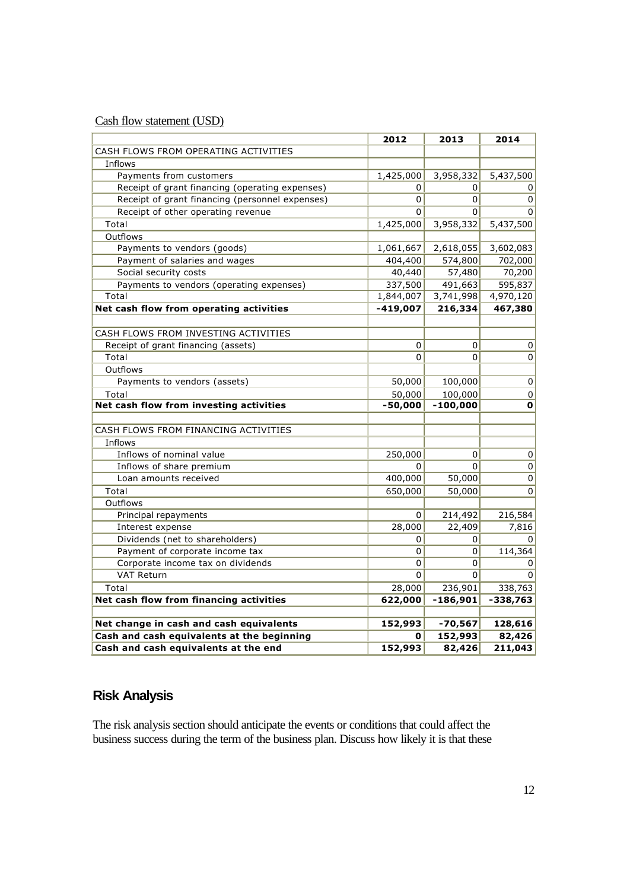Cash flow statement (USD)

| | 2012 | 2013 | 2014 |
|---|---|---|---|
| CASH FLOWS FROM OPERATING ACTIVITIES | | | |
| Inflows | | | |
| Payments from customers | 1,425,000 | 3,958,332 | 5,437,500 |
| Receipt of grant financing (operating expenses) | 0 | 0 | 0 |
| Receipt of grant financing (personnel expenses) | 0 | 0 | 0 |
| Receipt of other operating revenue | 0 | 0 | 0 |
| Total | 1,425,000 | 3,958,332 | 5,437,500 |
| Outflows | | | |
| Payments to vendors (goods) | 1,061,667 | 2,618,055 | 3,602,083 |
| Payment of salaries and wages | 404,400 | 574,800 | 702,000 |
| Social security costs | 40,440 | 57,480 | 70,200 |
| Payments to vendors (operating expenses) | 337,500 | 491,663 | 595,837 |
| Total | 1,844,007 | 3,741,998 | 4,970,120 |
| **Net cash flow from operating activities** | **-419,007** | **216,334** | **467,380** |
| | | | |
| CASH FLOWS FROM INVESTING ACTIVITIES | | | |
| Receipt of grant financing (assets) | 0 | 0 | 0 |
| Total | 0 | 0 | 0 |
| Outflows | | | |
| Payments to vendors (assets) | 50,000 | 100,000 | 0 |
| Total | 50,000 | 100,000 | 0 |
| **Net cash flow from investing activities** | **-50,000** | **-100,000** | **0** |
| | | | |
| CASH FLOWS FROM FINANCING ACTIVITIES | | | |
| Inflows | | | |
| Inflows of nominal value | 250,000 | 0 | 0 |
| Inflows of share premium | 0 | 0 | 0 |
| Loan amounts received | 400,000 | 50,000 | 0 |
| Total | 650,000 | 50,000 | 0 |
| Outflows | | | |
| Principal repayments | 0 | 214,492 | 216,584 |
| Interest expense | 28,000 | 22,409 | 7,816 |
| Dividends (net to shareholders) | 0 | 0 | 0 |
| Payment of corporate income tax | 0 | 0 | 114,364 |
| Corporate income tax on dividends | 0 | 0 | 0 |
| VAT Return | 0 | 0 | 0 |
| Total | 28,000 | 236,901 | 338,763 |
| **Net cash flow from financing activities** | **622,000** | **-186,901** | **-338,763** |
| | | | |
| **Net change in cash and cash equivalents** | **152,993** | **-70,567** | **128,616** |
| **Cash and cash equivalents at the beginning** | **0** | **152,993** | **82,426** |
| **Cash and cash equivalents at the end** | **152,993** | **82,426** | **211,043** |

## Risk Analysis

The risk analysis section should anticipate the events or conditions that could affect the business success during the term of the business plan. Discuss how likely it is that these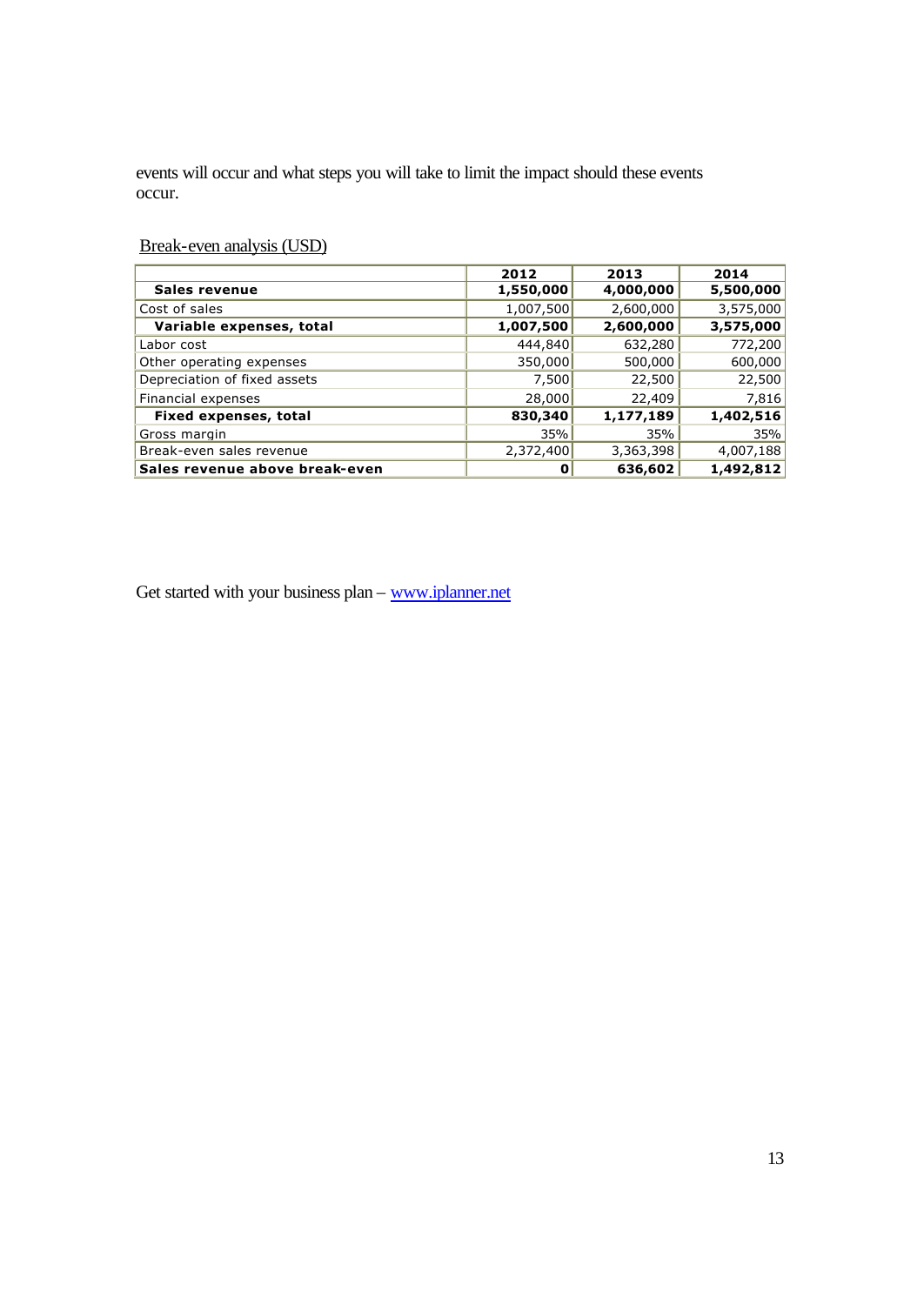events will occur and what steps you will take to limit the impact should these events occur.

Break-even analysis (USD)

| | 2012 | 2013 | 2014 |
|---|---|---|---|
| **Sales revenue** | **1,550,000** | **4,000,000** | **5,500,000** |
| Cost of sales | 1,007,500 | 2,600,000 | 3,575,000 |
| **Variable expenses, total** | **1,007,500** | **2,600,000** | **3,575,000** |
| Labor cost | 444,840 | 632,280 | 772,200 |
| Other operating expenses | 350,000 | 500,000 | 600,000 |
| Depreciation of fixed assets | 7,500 | 22,500 | 22,500 |
| Financial expenses | 28,000 | 22,409 | 7,816 |
| **Fixed expenses, total** | **830,340** | **1,177,189** | **1,402,516** |
| Gross margin | 35% | 35% | 35% |
| Break-even sales revenue | 2,372,400 | 3,363,398 | 4,007,188 |
| **Sales revenue above break-even** | **0** | **636,602** | **1,492,812** |

Get started with your business plan – www.iplanner.net